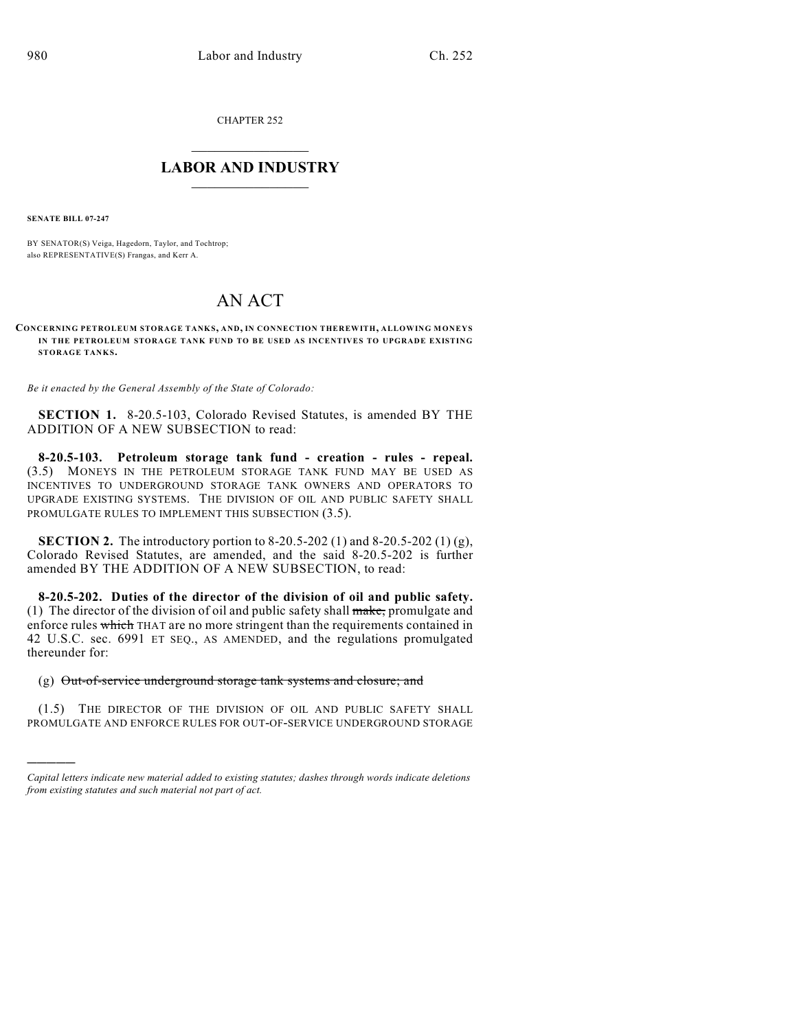CHAPTER 252

# LABOR AND INDUSTRY

**SENATE BILL 07-247**

BY SENATOR(S) Veiga, Hagedorn, Taylor, and Tochtrop;
also REPRESENTATIVE(S) Frangas, and Kerr A.

# AN ACT

**CONCERNING PETROLEUM STORAGE TANKS, AND, IN CONNECTION THEREWITH, ALLOWING MONEYS IN THE PETROLEUM STORAGE TANK FUND TO BE USED AS INCENTIVES TO UPGRADE EXISTING STORAGE TANKS.**

*Be it enacted by the General Assembly of the State of Colorado:*

**SECTION 1.** 8-20.5-103, Colorado Revised Statutes, is amended BY THE ADDITION OF A NEW SUBSECTION to read:

**8-20.5-103. Petroleum storage tank fund - creation - rules - repeal.** (3.5) MONEYS IN THE PETROLEUM STORAGE TANK FUND MAY BE USED AS INCENTIVES TO UNDERGROUND STORAGE TANK OWNERS AND OPERATORS TO UPGRADE EXISTING SYSTEMS. THE DIVISION OF OIL AND PUBLIC SAFETY SHALL PROMULGATE RULES TO IMPLEMENT THIS SUBSECTION (3.5).

**SECTION 2.** The introductory portion to 8-20.5-202 (1) and 8-20.5-202 (1) (g), Colorado Revised Statutes, are amended, and the said 8-20.5-202 is further amended BY THE ADDITION OF A NEW SUBSECTION, to read:

**8-20.5-202. Duties of the director of the division of oil and public safety.** (1) The director of the division of oil and public safety shall ~~make,~~ promulgate and enforce rules ~~which~~ THAT are no more stringent than the requirements contained in 42 U.S.C. sec. 6991 ET SEQ., AS AMENDED, and the regulations promulgated thereunder for:

(g) ~~Out-of-service underground storage tank systems and closure; and~~

(1.5) THE DIRECTOR OF THE DIVISION OF OIL AND PUBLIC SAFETY SHALL PROMULGATE AND ENFORCE RULES FOR OUT-OF-SERVICE UNDERGROUND STORAGE

*Capital letters indicate new material added to existing statutes; dashes through words indicate deletions from existing statutes and such material not part of act.*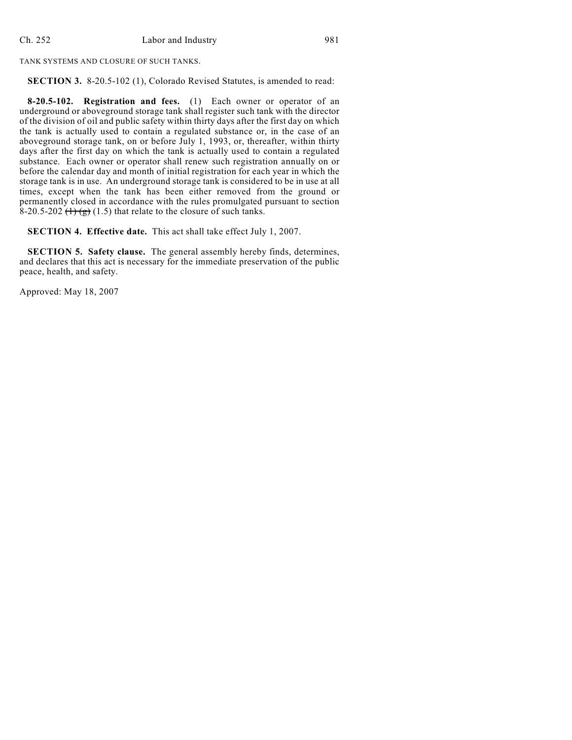TANK SYSTEMS AND CLOSURE OF SUCH TANKS.

**SECTION 3.** 8-20.5-102 (1), Colorado Revised Statutes, is amended to read:

**8-20.5-102. Registration and fees.** (1) Each owner or operator of an underground or aboveground storage tank shall register such tank with the director of the division of oil and public safety within thirty days after the first day on which the tank is actually used to contain a regulated substance or, in the case of an aboveground storage tank, on or before July 1, 1993, or, thereafter, within thirty days after the first day on which the tank is actually used to contain a regulated substance. Each owner or operator shall renew such registration annually on or before the calendar day and month of initial registration for each year in which the storage tank is in use. An underground storage tank is considered to be in use at all times, except when the tank has been either removed from the ground or permanently closed in accordance with the rules promulgated pursuant to section 8-20.5-202 ~~(1) (g)~~ (1.5) that relate to the closure of such tanks.

**SECTION 4. Effective date.** This act shall take effect July 1, 2007.

**SECTION 5. Safety clause.** The general assembly hereby finds, determines, and declares that this act is necessary for the immediate preservation of the public peace, health, and safety.

Approved: May 18, 2007